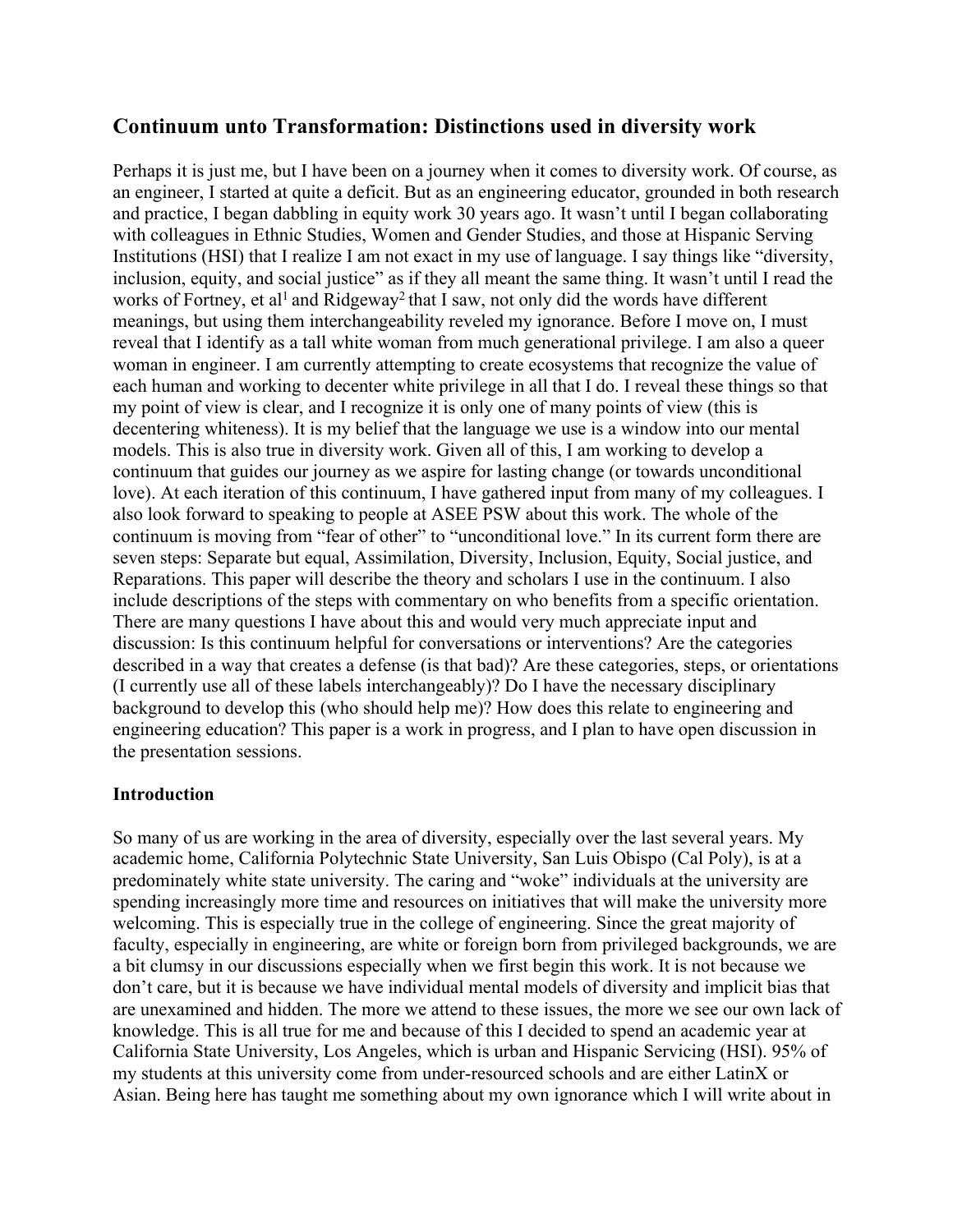## Continuum unto Transformation: Distinctions used in diversity work

Perhaps it is just me, but I have been on a journey when it comes to diversity work. Of course, as an engineer, I started at quite a deficit. But as an engineering educator, grounded in both research and practice, I began dabbling in equity work 30 years ago. It wasn't until I began collaborating with colleagues in Ethnic Studies, Women and Gender Studies, and those at Hispanic Serving Institutions (HSI) that I realize I am not exact in my use of language. I say things like "diversity, inclusion, equity, and social justice" as if they all meant the same thing. It wasn't until I read the works of Fortney, et al[1] and Ridgeway[2] that I saw, not only did the words have different meanings, but using them interchangeability reveled my ignorance. Before I move on, I must reveal that I identify as a tall white woman from much generational privilege. I am also a queer woman in engineer. I am currently attempting to create ecosystems that recognize the value of each human and working to decenter white privilege in all that I do. I reveal these things so that my point of view is clear, and I recognize it is only one of many points of view (this is decentering whiteness). It is my belief that the language we use is a window into our mental models. This is also true in diversity work. Given all of this, I am working to develop a continuum that guides our journey as we aspire for lasting change (or towards unconditional love). At each iteration of this continuum, I have gathered input from many of my colleagues. I also look forward to speaking to people at ASEE PSW about this work. The whole of the continuum is moving from "fear of other" to "unconditional love." In its current form there are seven steps: Separate but equal, Assimilation, Diversity, Inclusion, Equity, Social justice, and Reparations. This paper will describe the theory and scholars I use in the continuum. I also include descriptions of the steps with commentary on who benefits from a specific orientation. There are many questions I have about this and would very much appreciate input and discussion: Is this continuum helpful for conversations or interventions? Are the categories described in a way that creates a defense (is that bad)? Are these categories, steps, or orientations (I currently use all of these labels interchangeably)? Do I have the necessary disciplinary background to develop this (who should help me)? How does this relate to engineering and engineering education? This paper is a work in progress, and I plan to have open discussion in the presentation sessions.

### Introduction

So many of us are working in the area of diversity, especially over the last several years. My academic home, California Polytechnic State University, San Luis Obispo (Cal Poly), is at a predominately white state university. The caring and "woke" individuals at the university are spending increasingly more time and resources on initiatives that will make the university more welcoming. This is especially true in the college of engineering. Since the great majority of faculty, especially in engineering, are white or foreign born from privileged backgrounds, we are a bit clumsy in our discussions especially when we first begin this work. It is not because we don't care, but it is because we have individual mental models of diversity and implicit bias that are unexamined and hidden. The more we attend to these issues, the more we see our own lack of knowledge. This is all true for me and because of this I decided to spend an academic year at California State University, Los Angeles, which is urban and Hispanic Servicing (HSI). 95% of my students at this university come from under-resourced schools and are either LatinX or Asian. Being here has taught me something about my own ignorance which I will write about in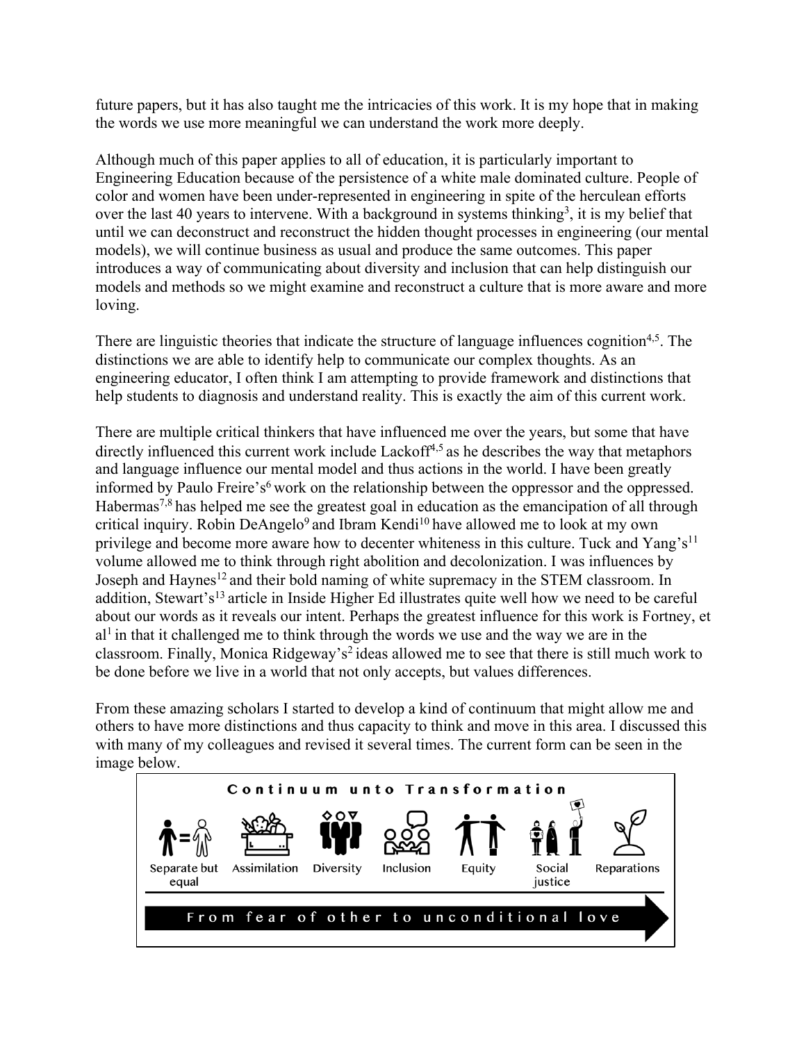future papers, but it has also taught me the intricacies of this work. It is my hope that in making the words we use more meaningful we can understand the work more deeply.

Although much of this paper applies to all of education, it is particularly important to Engineering Education because of the persistence of a white male dominated culture. People of color and women have been under-represented in engineering in spite of the herculean efforts over the last 40 years to intervene. With a background in systems thinking[3], it is my belief that until we can deconstruct and reconstruct the hidden thought processes in engineering (our mental models), we will continue business as usual and produce the same outcomes. This paper introduces a way of communicating about diversity and inclusion that can help distinguish our models and methods so we might examine and reconstruct a culture that is more aware and more loving.

There are linguistic theories that indicate the structure of language influences cognition[4,5]. The distinctions we are able to identify help to communicate our complex thoughts. As an engineering educator, I often think I am attempting to provide framework and distinctions that help students to diagnosis and understand reality. This is exactly the aim of this current work.

There are multiple critical thinkers that have influenced me over the years, but some that have directly influenced this current work include Lackoff[4,5] as he describes the way that metaphors and language influence our mental model and thus actions in the world. I have been greatly informed by Paulo Freire's[6] work on the relationship between the oppressor and the oppressed. Habermas[7,8] has helped me see the greatest goal in education as the emancipation of all through critical inquiry. Robin DeAngelo[9] and Ibram Kendi[10] have allowed me to look at my own privilege and become more aware how to decenter whiteness in this culture. Tuck and Yang's[11] volume allowed me to think through right abolition and decolonization. I was influences by Joseph and Haynes[12] and their bold naming of white supremacy in the STEM classroom. In addition, Stewart's[13] article in Inside Higher Ed illustrates quite well how we need to be careful about our words as it reveals our intent. Perhaps the greatest influence for this work is Fortney, et al[1] in that it challenged me to think through the words we use and the way we are in the classroom. Finally, Monica Ridgeway's[2] ideas allowed me to see that there is still much work to be done before we live in a world that not only accepts, but values differences.

From these amazing scholars I started to develop a kind of continuum that might allow me and others to have more distinctions and thus capacity to think and move in this area. I discussed this with many of my colleagues and revised it several times. The current form can be seen in the image below.

**Continuum unto Transformation**

Separate but equal → Assimilation → Diversity → Inclusion → Equity → Social justice → Reparations

**From fear of other to unconditional love**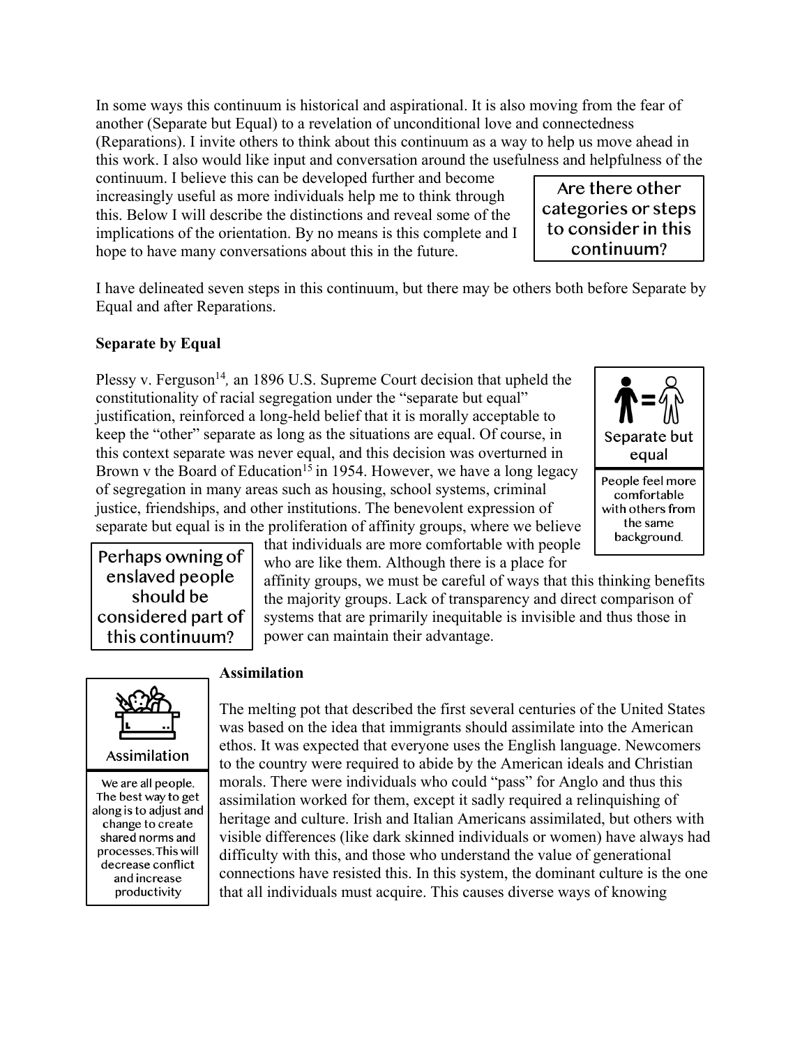In some ways this continuum is historical and aspirational. It is also moving from the fear of another (Separate but Equal) to a revelation of unconditional love and connectedness (Reparations). I invite others to think about this continuum as a way to help us move ahead in this work. I also would like input and conversation around the usefulness and helpfulness of the continuum. I believe this can be developed further and become increasingly useful as more individuals help me to think through this. Below I will describe the distinctions and reveal some of the implications of the orientation. By no means is this complete and I hope to have many conversations about this in the future.

> Are there other categories or steps to consider in this continuum?

I have delineated seven steps in this continuum, but there may be others both before Separate by Equal and after Reparations.

**Separate by Equal**

> Separate but equal
>
> People feel more comfortable with others from the same background.

Plessy v. Ferguson[14], an 1896 U.S. Supreme Court decision that upheld the constitutionality of racial segregation under the "separate but equal" justification, reinforced a long-held belief that it is morally acceptable to keep the "other" separate as long as the situations are equal. Of course, in this context separate was never equal, and this decision was overturned in Brown v the Board of Education[15] in 1954. However, we have a long legacy of segregation in many areas such as housing, school systems, criminal justice, friendships, and other institutions. The benevolent expression of separate but equal is in the proliferation of affinity groups, where we believe that individuals are more comfortable with people who are like them. Although there is a place for affinity groups, we must be careful of ways that this thinking benefits the majority groups. Lack of transparency and direct comparison of systems that are primarily inequitable is invisible and thus those in power can maintain their advantage.

> Perhaps owning of enslaved people should be considered part of this continuum?

**Assimilation**

> Assimilation
>
> We are all people. The best way to get along is to adjust and change to create shared norms and processes. This will decrease conflict and increase productivity

The melting pot that described the first several centuries of the United States was based on the idea that immigrants should assimilate into the American ethos. It was expected that everyone uses the English language. Newcomers to the country were required to abide by the American ideals and Christian morals. There were individuals who could "pass" for Anglo and thus this assimilation worked for them, except it sadly required a relinquishing of heritage and culture. Irish and Italian Americans assimilated, but others with visible differences (like dark skinned individuals or women) have always had difficulty with this, and those who understand the value of generational connections have resisted this. In this system, the dominant culture is the one that all individuals must acquire. This causes diverse ways of knowing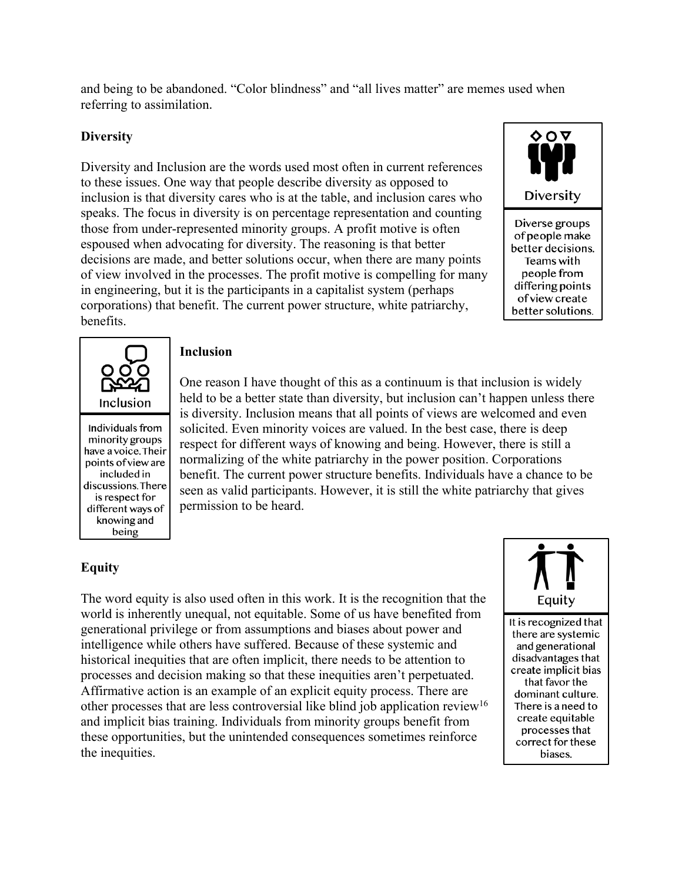and being to be abandoned. "Color blindness" and "all lives matter" are memes used when referring to assimilation.

**Diversity**

Diversity and Inclusion are the words used most often in current references to these issues. One way that people describe diversity as opposed to inclusion is that diversity cares who is at the table, and inclusion cares who speaks. The focus in diversity is on percentage representation and counting those from under-represented minority groups. A profit motive is often espoused when advocating for diversity. The reasoning is that better decisions are made, and better solutions occur, when there are many points of view involved in the processes. The profit motive is compelling for many in engineering, but it is the participants in a capitalist system (perhaps corporations) that benefit. The current power structure, white patriarchy, benefits.

Diversity

Diverse groups of people make better decisions. Teams with people from differing points of view create better solutions.

**Inclusion**

One reason I have thought of this as a continuum is that inclusion is widely held to be a better state than diversity, but inclusion can't happen unless there is diversity. Inclusion means that all points of views are welcomed and even solicited. Even minority voices are valued. In the best case, there is deep respect for different ways of knowing and being. However, there is still a normalizing of the white patriarchy in the power position. Corporations benefit. The current power structure benefits. Individuals have a chance to be seen as valid participants. However, it is still the white patriarchy that gives permission to be heard.

Inclusion

Individuals from minority groups have a voice. Their points of view are included in discussions. There is respect for different ways of knowing and being

**Equity**

The word equity is also used often in this work. It is the recognition that the world is inherently unequal, not equitable. Some of us have benefited from generational privilege or from assumptions and biases about power and intelligence while others have suffered. Because of these systemic and historical inequities that are often implicit, there needs to be attention to processes and decision making so that these inequities aren't perpetuated. Affirmative action is an example of an explicit equity process. There are other processes that are less controversial like blind job application review[16] and implicit bias training. Individuals from minority groups benefit from these opportunities, but the unintended consequences sometimes reinforce the inequities.

Equity

It is recognized that there are systemic and generational disadvantages that create implicit bias that favor the dominant culture. There is a need to create equitable processes that correct for these biases.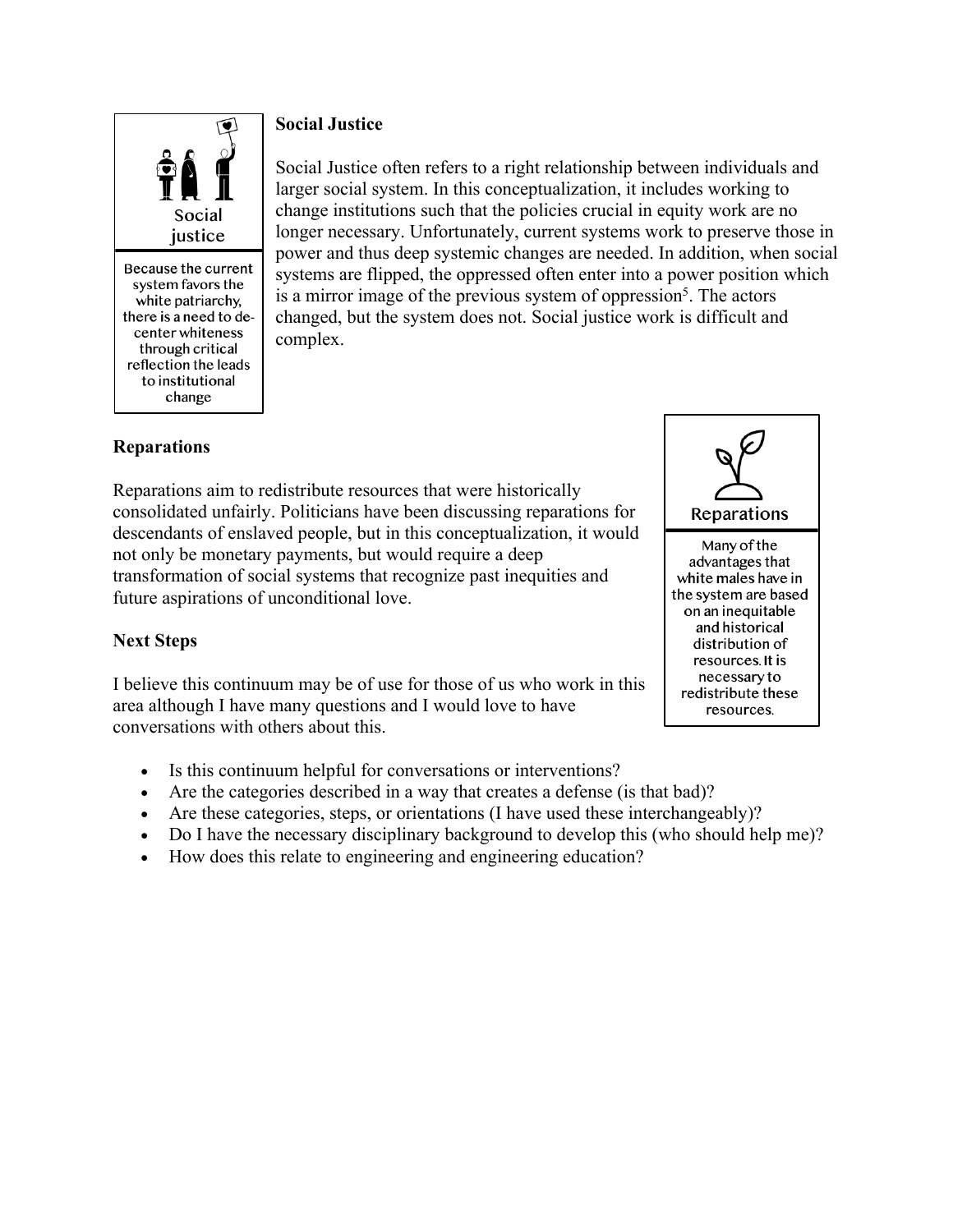Social justice

Because the current system favors the white patriarchy, there is a need to de-center whiteness through critical reflection the leads to institutional change

**Social Justice**

Social Justice often refers to a right relationship between individuals and larger social system. In this conceptualization, it includes working to change institutions such that the policies crucial in equity work are no longer necessary. Unfortunately, current systems work to preserve those in power and thus deep systemic changes are needed. In addition, when social systems are flipped, the oppressed often enter into a power position which is a mirror image of the previous system of oppression[5]. The actors changed, but the system does not. Social justice work is difficult and complex.

**Reparations**

Reparations aim to redistribute resources that were historically consolidated unfairly. Politicians have been discussing reparations for descendants of enslaved people, but in this conceptualization, it would not only be monetary payments, but would require a deep transformation of social systems that recognize past inequities and future aspirations of unconditional love.

Reparations

Many of the advantages that white males have in the system are based on an inequitable and historical distribution of resources. It is necessary to redistribute these resources.

**Next Steps**

I believe this continuum may be of use for those of us who work in this area although I have many questions and I would love to have conversations with others about this.

- Is this continuum helpful for conversations or interventions?
- Are the categories described in a way that creates a defense (is that bad)?
- Are these categories, steps, or orientations (I have used these interchangeably)?
- Do I have the necessary disciplinary background to develop this (who should help me)?
- How does this relate to engineering and engineering education?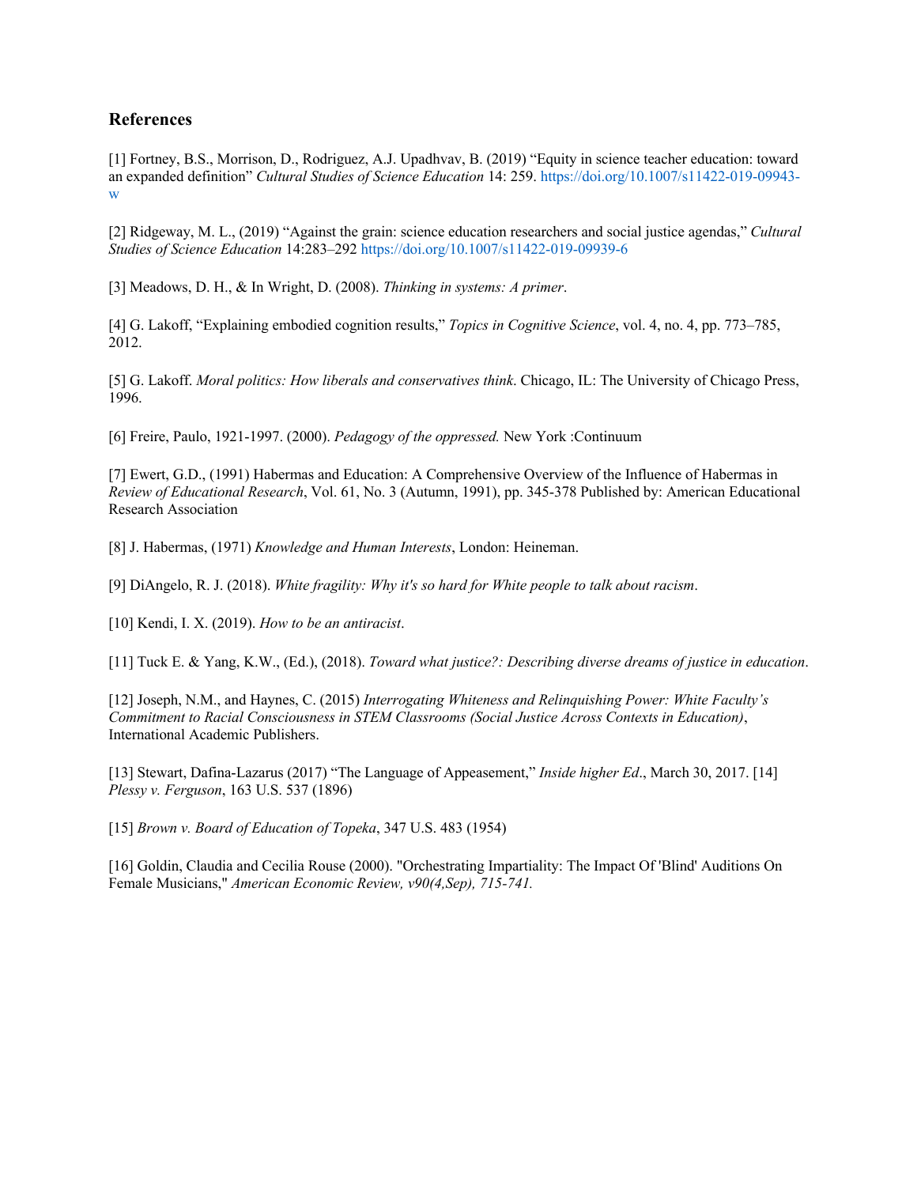## References

[1] Fortney, B.S., Morrison, D., Rodriguez, A.J. Upadhvav, B. (2019) "Equity in science teacher education: toward an expanded definition" *Cultural Studies of Science Education* 14: 259. https://doi.org/10.1007/s11422-019-09943-w

[2] Ridgeway, M. L., (2019) "Against the grain: science education researchers and social justice agendas," *Cultural Studies of Science Education* 14:283–292 https://doi.org/10.1007/s11422-019-09939-6

[3] Meadows, D. H., & In Wright, D. (2008). *Thinking in systems: A primer*.

[4] G. Lakoff, "Explaining embodied cognition results," *Topics in Cognitive Science*, vol. 4, no. 4, pp. 773–785, 2012.

[5] G. Lakoff. *Moral politics: How liberals and conservatives think*. Chicago, IL: The University of Chicago Press, 1996.

[6] Freire, Paulo, 1921-1997. (2000). *Pedagogy of the oppressed.* New York :Continuum

[7] Ewert, G.D., (1991) Habermas and Education: A Comprehensive Overview of the Influence of Habermas in *Review of Educational Research*, Vol. 61, No. 3 (Autumn, 1991), pp. 345-378 Published by: American Educational Research Association

[8] J. Habermas, (1971) *Knowledge and Human Interests*, London: Heineman.

[9] DiAngelo, R. J. (2018). *White fragility: Why it's so hard for White people to talk about racism*.

[10] Kendi, I. X. (2019). *How to be an antiracist*.

[11] Tuck E. & Yang, K.W., (Ed.), (2018). *Toward what justice?: Describing diverse dreams of justice in education*.

[12] Joseph, N.M., and Haynes, C. (2015) *Interrogating Whiteness and Relinquishing Power: White Faculty's Commitment to Racial Consciousness in STEM Classrooms (Social Justice Across Contexts in Education)*, International Academic Publishers.

[13] Stewart, Dafina-Lazarus (2017) "The Language of Appeasement," *Inside higher Ed*., March 30, 2017. [14] *Plessy v. Ferguson*, 163 U.S. 537 (1896)

[15] *Brown v. Board of Education of Topeka*, 347 U.S. 483 (1954)

[16] Goldin, Claudia and Cecilia Rouse (2000). "Orchestrating Impartiality: The Impact Of 'Blind' Auditions On Female Musicians," *American Economic Review, v90(4,Sep), 715-741.*